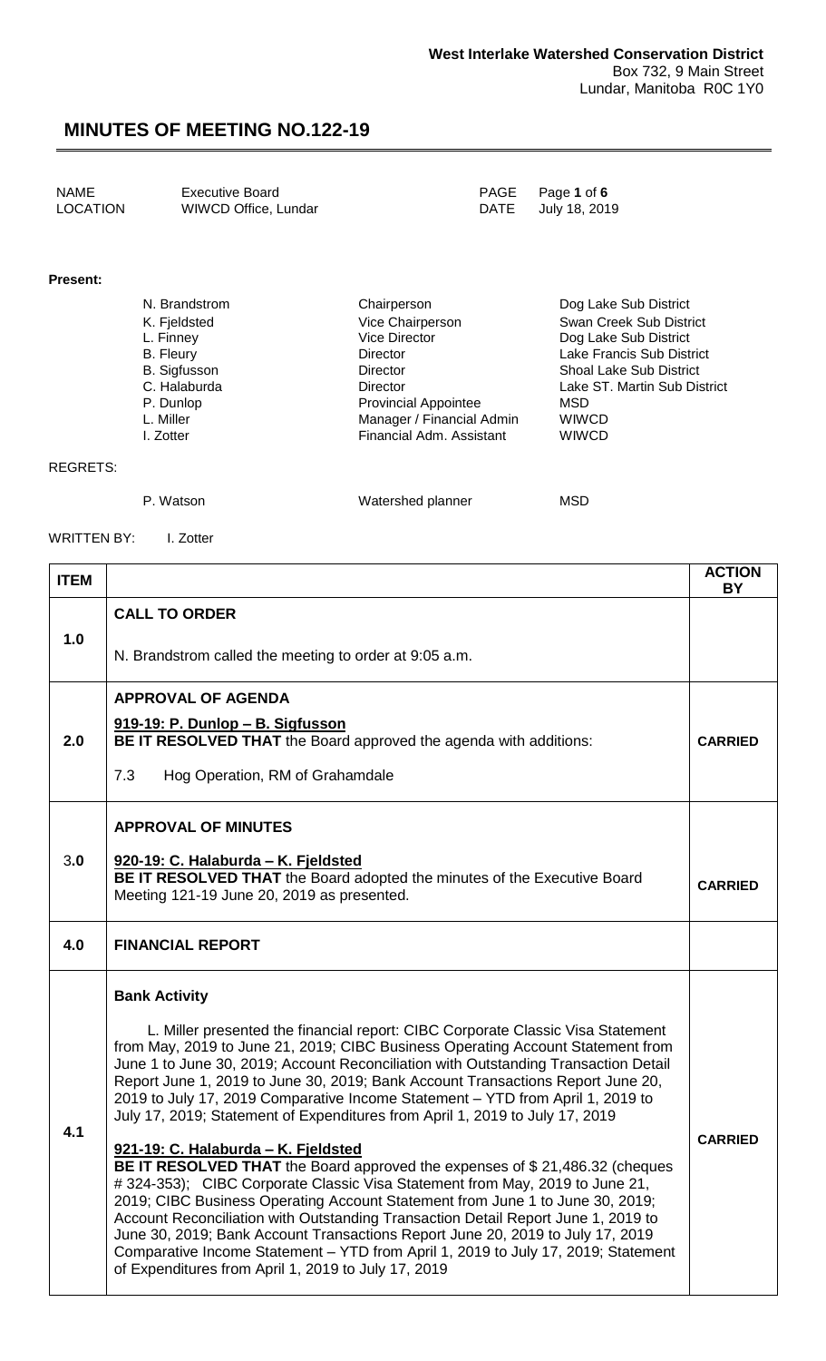**West Interlake Watershed Conservation District**
Box 732, 9 Main Street
Lundar, Manitoba R0C 1Y0

# MINUTES OF MEETING NO.122-19

| | | | |
|---|---|---|---|
| NAME | Executive Board | PAGE | Page **1** of **6** |
| LOCATION | WIWCD Office, Lundar | DATE | July 18, 2019 |

**Present:**

| | | |
|---|---|---|
| N. Brandstrom | Chairperson | Dog Lake Sub District |
| K. Fjeldsted | Vice Chairperson | Swan Creek Sub District |
| L. Finney | Vice Director | Dog Lake Sub District |
| B. Fleury | Director | Lake Francis Sub District |
| B. Sigfusson | Director | Shoal Lake Sub District |
| C. Halaburda | Director | Lake ST. Martin Sub District |
| P. Dunlop | Provincial Appointee | MSD |
| L. Miller | Manager / Financial Admin | WIWCD |
| I. Zotter | Financial Adm. Assistant | WIWCD |

REGRETS:

| | | |
|---|---|---|
| P. Watson | Watershed planner | MSD |

WRITTEN BY: I. Zotter

| ITEM | | ACTION BY |
|---|---|---|
| 1.0 | **CALL TO ORDER**<br><br>N. Brandstrom called the meeting to order at 9:05 a.m. | |
| 2.0 | **APPROVAL OF AGENDA**<br><br>**919-19: P. Dunlop – B. Sigfusson**<br>**BE IT RESOLVED THAT** the Board approved the agenda with additions:<br><br>7.3 Hog Operation, RM of Grahamdale | **CARRIED** |
| 3.0 | **APPROVAL OF MINUTES**<br><br>**920-19: C. Halaburda – K. Fjeldsted**<br>**BE IT RESOLVED THAT** the Board adopted the minutes of the Executive Board Meeting 121-19 June 20, 2019 as presented. | **CARRIED** |
| 4.0 | **FINANCIAL REPORT** | |
| 4.1 | **Bank Activity**<br><br>L. Miller presented the financial report: CIBC Corporate Classic Visa Statement from May, 2019 to June 21, 2019; CIBC Business Operating Account Statement from June 1 to June 30, 2019; Account Reconciliation with Outstanding Transaction Detail Report June 1, 2019 to June 30, 2019; Bank Account Transactions Report June 20, 2019 to July 17, 2019 Comparative Income Statement – YTD from April 1, 2019 to July 17, 2019; Statement of Expenditures from April 1, 2019 to July 17, 2019<br><br>**921-19: C. Halaburda – K. Fjeldsted**<br>**BE IT RESOLVED THAT** the Board approved the expenses of $ 21,486.32 (cheques # 324-353); CIBC Corporate Classic Visa Statement from May, 2019 to June 21, 2019; CIBC Business Operating Account Statement from June 1 to June 30, 2019; Account Reconciliation with Outstanding Transaction Detail Report June 1, 2019 to June 30, 2019; Bank Account Transactions Report June 20, 2019 to July 17, 2019 Comparative Income Statement – YTD from April 1, 2019 to July 17, 2019; Statement of Expenditures from April 1, 2019 to July 17, 2019 | **CARRIED** |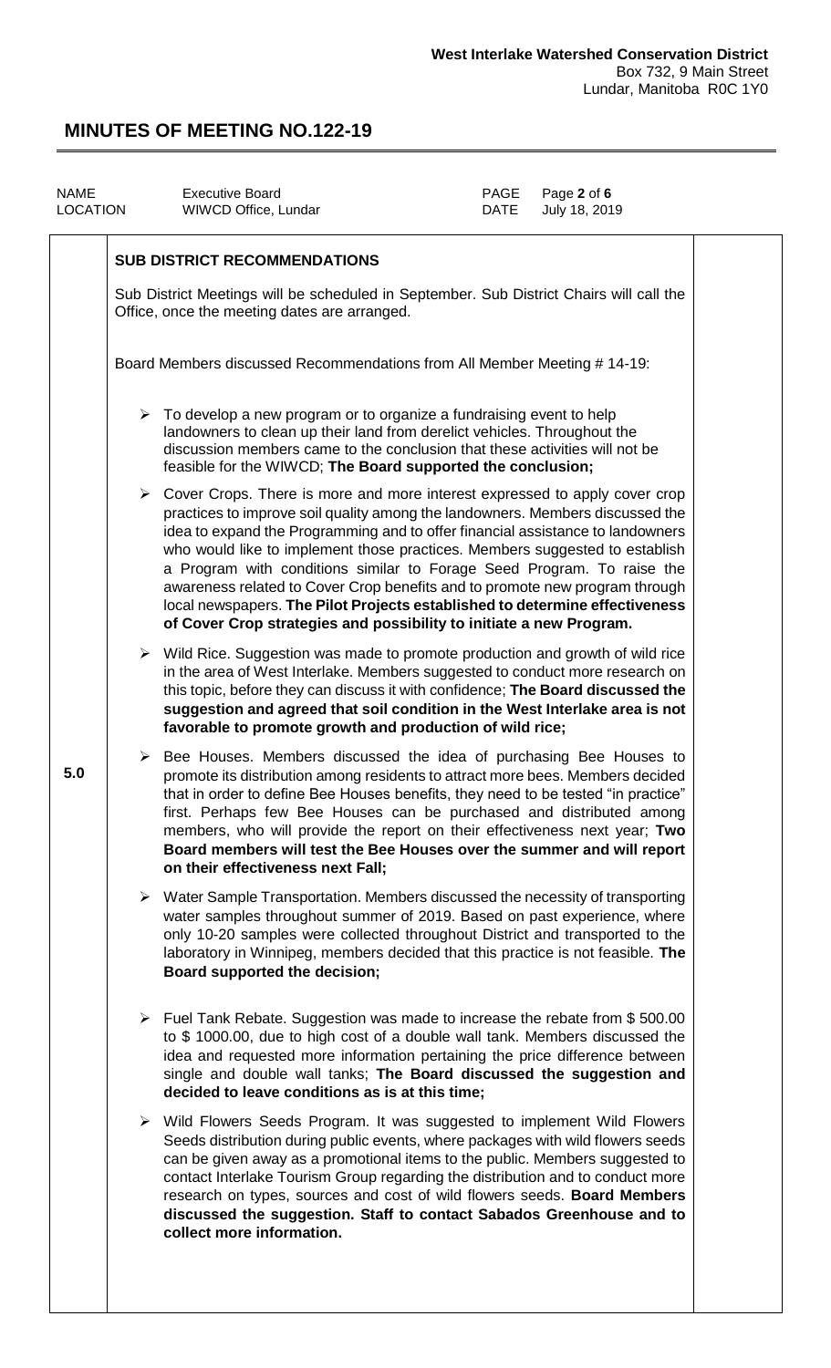**SUB DISTRICT RECOMMENDATIONS**

Sub District Meetings will be scheduled in September. Sub District Chairs will call the Office, once the meeting dates are arranged.

Board Members discussed Recommendations from All Member Meeting # 14-19:

**5.0**

- To develop a new program or to organize a fundraising event to help landowners to clean up their land from derelict vehicles. Throughout the discussion members came to the conclusion that these activities will not be feasible for the WIWCD; **The Board supported the conclusion;**
- Cover Crops. There is more and more interest expressed to apply cover crop practices to improve soil quality among the landowners. Members discussed the idea to expand the Programming and to offer financial assistance to landowners who would like to implement those practices. Members suggested to establish a Program with conditions similar to Forage Seed Program. To raise the awareness related to Cover Crop benefits and to promote new program through local newspapers. **The Pilot Projects established to determine effectiveness of Cover Crop strategies and possibility to initiate a new Program.**
- Wild Rice. Suggestion was made to promote production and growth of wild rice in the area of West Interlake. Members suggested to conduct more research on this topic, before they can discuss it with confidence; **The Board discussed the suggestion and agreed that soil condition in the West Interlake area is not favorable to promote growth and production of wild rice;**
- Bee Houses. Members discussed the idea of purchasing Bee Houses to promote its distribution among residents to attract more bees. Members decided that in order to define Bee Houses benefits, they need to be tested "in practice" first. Perhaps few Bee Houses can be purchased and distributed among members, who will provide the report on their effectiveness next year; **Two Board members will test the Bee Houses over the summer and will report on their effectiveness next Fall;**
- Water Sample Transportation. Members discussed the necessity of transporting water samples throughout summer of 2019. Based on past experience, where only 10-20 samples were collected throughout District and transported to the laboratory in Winnipeg, members decided that this practice is not feasible. **The Board supported the decision;**
- Fuel Tank Rebate. Suggestion was made to increase the rebate from $ 500.00 to $ 1000.00, due to high cost of a double wall tank. Members discussed the idea and requested more information pertaining the price difference between single and double wall tanks; **The Board discussed the suggestion and decided to leave conditions as is at this time;**
- Wild Flowers Seeds Program. It was suggested to implement Wild Flowers Seeds distribution during public events, where packages with wild flowers seeds can be given away as a promotional items to the public. Members suggested to contact Interlake Tourism Group regarding the distribution and to conduct more research on types, sources and cost of wild flowers seeds. **Board Members discussed the suggestion. Staff to contact Sabados Greenhouse and to collect more information.**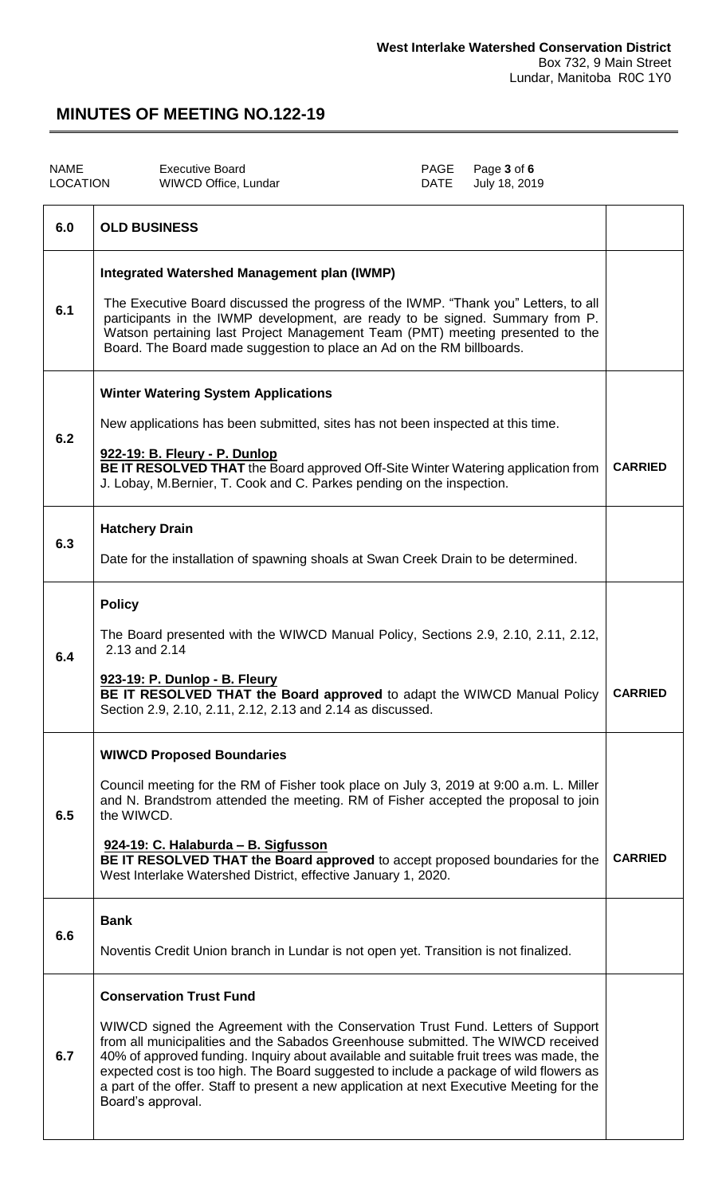**West Interlake Watershed Conservation District**
Box 732, 9 Main Street
Lundar, Manitoba R0C 1Y0

# MINUTES OF MEETING NO.122-19

| NAME | Executive Board | PAGE | Page **3** of **6** |
|---|---|---|---|
| LOCATION | WIWCD Office, Lundar | DATE | July 18, 2019 |

| | | |
|---|---|---|
| **6.0** | **OLD BUSINESS** | |
| **6.1** | **Integrated Watershed Management plan (IWMP)**<br><br>The Executive Board discussed the progress of the IWMP. "Thank you" Letters, to all participants in the IWMP development, are ready to be signed. Summary from P. Watson pertaining last Project Management Team (PMT) meeting presented to the Board. The Board made suggestion to place an Ad on the RM billboards. | |
| **6.2** | **Winter Watering System Applications**<br><br>New applications has been submitted, sites has not been inspected at this time.<br><br>**922-19: B. Fleury - P. Dunlop**<br>**BE IT RESOLVED THAT** the Board approved Off-Site Winter Watering application from J. Lobay, M.Bernier, T. Cook and C. Parkes pending on the inspection. | **CARRIED** |
| **6.3** | **Hatchery Drain**<br><br>Date for the installation of spawning shoals at Swan Creek Drain to be determined. | |
| **6.4** | **Policy**<br><br>The Board presented with the WIWCD Manual Policy, Sections 2.9, 2.10, 2.11, 2.12, 2.13 and 2.14<br><br>**923-19: P. Dunlop - B. Fleury**<br>**BE IT RESOLVED THAT the Board approved** to adapt the WIWCD Manual Policy Section 2.9, 2.10, 2.11, 2.12, 2.13 and 2.14 as discussed. | **CARRIED** |
| **6.5** | **WIWCD Proposed Boundaries**<br><br>Council meeting for the RM of Fisher took place on July 3, 2019 at 9:00 a.m. L. Miller and N. Brandstrom attended the meeting. RM of Fisher accepted the proposal to join the WIWCD.<br><br>**924-19: C. Halaburda – B. Sigfusson**<br>**BE IT RESOLVED THAT the Board approved** to accept proposed boundaries for the West Interlake Watershed District, effective January 1, 2020. | **CARRIED** |
| **6.6** | **Bank**<br><br>Noventis Credit Union branch in Lundar is not open yet. Transition is not finalized. | |
| **6.7** | **Conservation Trust Fund**<br><br>WIWCD signed the Agreement with the Conservation Trust Fund. Letters of Support from all municipalities and the Sabados Greenhouse submitted. The WIWCD received 40% of approved funding. Inquiry about available and suitable fruit trees was made, the expected cost is too high. The Board suggested to include a package of wild flowers as a part of the offer. Staff to present a new application at next Executive Meeting for the Board's approval. | |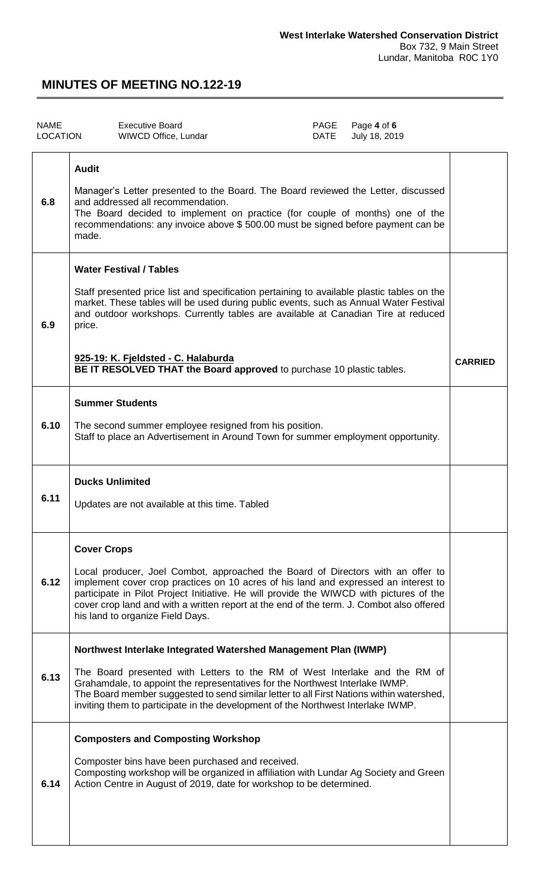**West Interlake Watershed Conservation District**
Box 732, 9 Main Street
Lundar, Manitoba R0C 1Y0

# MINUTES OF MEETING NO.122-19

| NAME | Executive Board | PAGE | Page **4** of **6** |
|---|---|---|---|
| LOCATION | WIWCD Office, Lundar | DATE | July 18, 2019 |

| | | |
|---|---|---|
| **6.8** | **Audit**<br><br>Manager's Letter presented to the Board. The Board reviewed the Letter, discussed and addressed all recommendation.<br>The Board decided to implement on practice (for couple of months) one of the recommendations: any invoice above $ 500.00 must be signed before payment can be made. | |
| **6.9** | **Water Festival / Tables**<br><br>Staff presented price list and specification pertaining to available plastic tables on the market. These tables will be used during public events, such as Annual Water Festival and outdoor workshops. Currently tables are available at Canadian Tire at reduced price.<br><br>**925-19: K. Fjeldsted - C. Halaburda**<br>**BE IT RESOLVED THAT the Board approved** to purchase 10 plastic tables. | **CARRIED** |
| **6.10** | **Summer Students**<br><br>The second summer employee resigned from his position.<br>Staff to place an Advertisement in Around Town for summer employment opportunity. | |
| **6.11** | **Ducks Unlimited**<br><br>Updates are not available at this time. Tabled | |
| **6.12** | **Cover Crops**<br><br>Local producer, Joel Combot, approached the Board of Directors with an offer to implement cover crop practices on 10 acres of his land and expressed an interest to participate in Pilot Project Initiative. He will provide the WIWCD with pictures of the cover crop land and with a written report at the end of the term. J. Combot also offered his land to organize Field Days. | |
| **6.13** | **Northwest Interlake Integrated Watershed Management Plan (IWMP)**<br><br>The Board presented with Letters to the RM of West Interlake and the RM of Grahamdale, to appoint the representatives for the Northwest Interlake IWMP.<br>The Board member suggested to send similar letter to all First Nations within watershed, inviting them to participate in the development of the Northwest Interlake IWMP. | |
| **6.14** | **Composters and Composting Workshop**<br><br>Composter bins have been purchased and received.<br>Composting workshop will be organized in affiliation with Lundar Ag Society and Green Action Centre in August of 2019, date for workshop to be determined. | |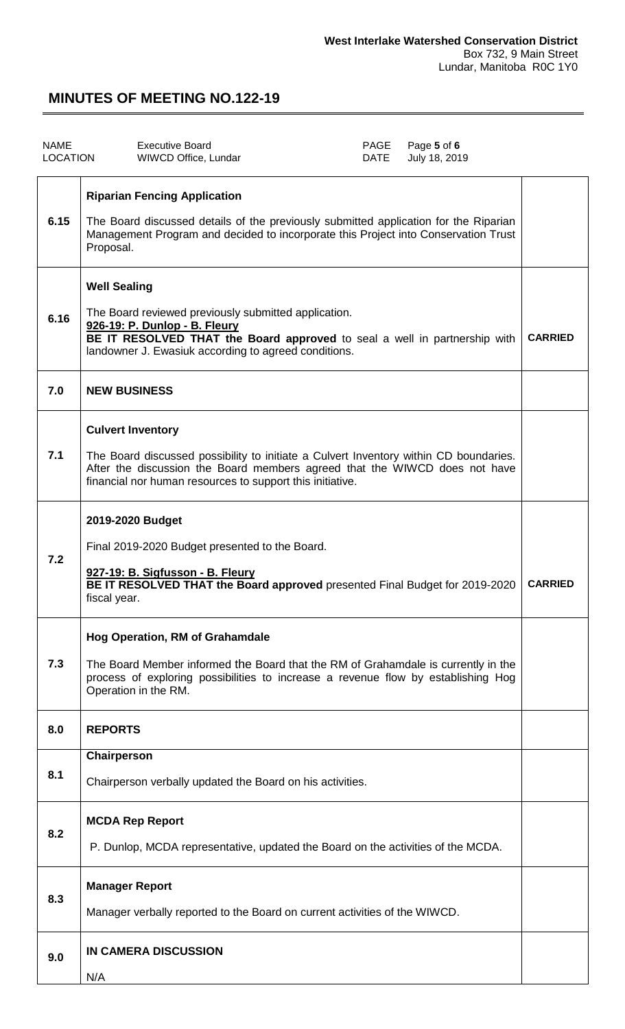**West Interlake Watershed Conservation District**
Box 732, 9 Main Street
Lundar, Manitoba R0C 1Y0

# MINUTES OF MEETING NO.122-19

| NAME | Executive Board | PAGE | Page **5** of **6** |
|---|---|---|---|
| LOCATION | WIWCD Office, Lundar | DATE | July 18, 2019 |

| | | |
|---|---|---|
| 6.15 | **Riparian Fencing Application**<br><br>The Board discussed details of the previously submitted application for the Riparian Management Program and decided to incorporate this Project into Conservation Trust Proposal. | |
| 6.16 | **Well Sealing**<br><br>The Board reviewed previously submitted application.<br>**926-19: P. Dunlop - B. Fleury**<br>**BE IT RESOLVED THAT the Board approved** to seal a well in partnership with landowner J. Ewasiuk according to agreed conditions. | **CARRIED** |
| 7.0 | **NEW BUSINESS** | |
| 7.1 | **Culvert Inventory**<br><br>The Board discussed possibility to initiate a Culvert Inventory within CD boundaries. After the discussion the Board members agreed that the WIWCD does not have financial nor human resources to support this initiative. | |
| 7.2 | **2019-2020 Budget**<br><br>Final 2019-2020 Budget presented to the Board.<br><br>**927-19: B. Sigfusson - B. Fleury**<br>**BE IT RESOLVED THAT the Board approved** presented Final Budget for 2019-2020 fiscal year. | **CARRIED** |
| 7.3 | **Hog Operation, RM of Grahamdale**<br><br>The Board Member informed the Board that the RM of Grahamdale is currently in the process of exploring possibilities to increase a revenue flow by establishing Hog Operation in the RM. | |
| 8.0 | **REPORTS** | |
| 8.1 | **Chairperson**<br><br>Chairperson verbally updated the Board on his activities. | |
| 8.2 | **MCDA Rep Report**<br><br>P. Dunlop, MCDA representative, updated the Board on the activities of the MCDA. | |
| 8.3 | **Manager Report**<br><br>Manager verbally reported to the Board on current activities of the WIWCD. | |
| 9.0 | **IN CAMERA DISCUSSION**<br><br>N/A | |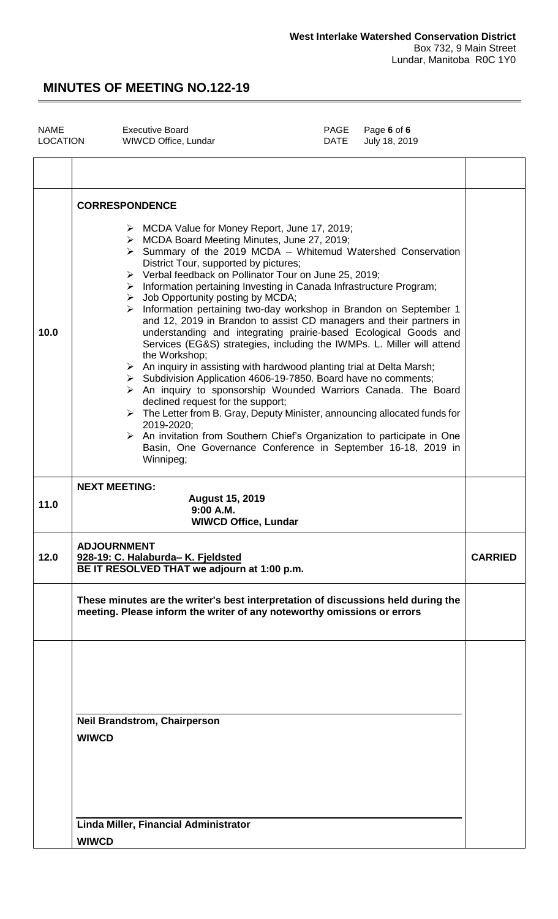**West Interlake Watershed Conservation District**
Box 732, 9 Main Street
Lundar, Manitoba R0C 1Y0

# MINUTES OF MEETING NO.122-19

| | | | |
|---|---|---|---|
| NAME | Executive Board | PAGE | Page **6** of **6** |
| LOCATION | WIWCD Office, Lundar | DATE | July 18, 2019 |

| | | |
|---|---|---|
| | | |
| **10.0** | **CORRESPONDENCE**<br>➢ MCDA Value for Money Report, June 17, 2019;<br>➢ MCDA Board Meeting Minutes, June 27, 2019;<br>➢ Summary of the 2019 MCDA – Whitemud Watershed Conservation District Tour, supported by pictures;<br>➢ Verbal feedback on Pollinator Tour on June 25, 2019;<br>➢ Information pertaining Investing in Canada Infrastructure Program;<br>➢ Job Opportunity posting by MCDA;<br>➢ Information pertaining two-day workshop in Brandon on September 1 and 12, 2019 in Brandon to assist CD managers and their partners in understanding and integrating prairie-based Ecological Goods and Services (EG&S) strategies, including the IWMPs. L. Miller will attend the Workshop;<br>➢ An inquiry in assisting with hardwood planting trial at Delta Marsh;<br>➢ Subdivision Application 4606-19-7850. Board have no comments;<br>➢ An inquiry to sponsorship Wounded Warriors Canada. The Board declined request for the support;<br>➢ The Letter from B. Gray, Deputy Minister, announcing allocated funds for 2019-2020;<br>➢ An invitation from Southern Chief's Organization to participate in One Basin, One Governance Conference in September 16-18, 2019 in Winnipeg; | |
| **11.0** | **NEXT MEETING:**<br>**August 15, 2019**<br>**9:00 A.M.**<br>**WIWCD Office, Lundar** | |
| **12.0** | **ADJOURNMENT**<br>**928-19: C. Halaburda– K. Fjeldsted**<br>**BE IT RESOLVED THAT we adjourn at 1:00 p.m.** | **CARRIED** |
| | **These minutes are the writer's best interpretation of discussions held during the meeting. Please inform the writer of any noteworthy omissions or errors** | |
| | **Neil Brandstrom, Chairperson**<br>**WIWCD**<br><br>**Linda Miller, Financial Administrator**<br>**WIWCD** | |